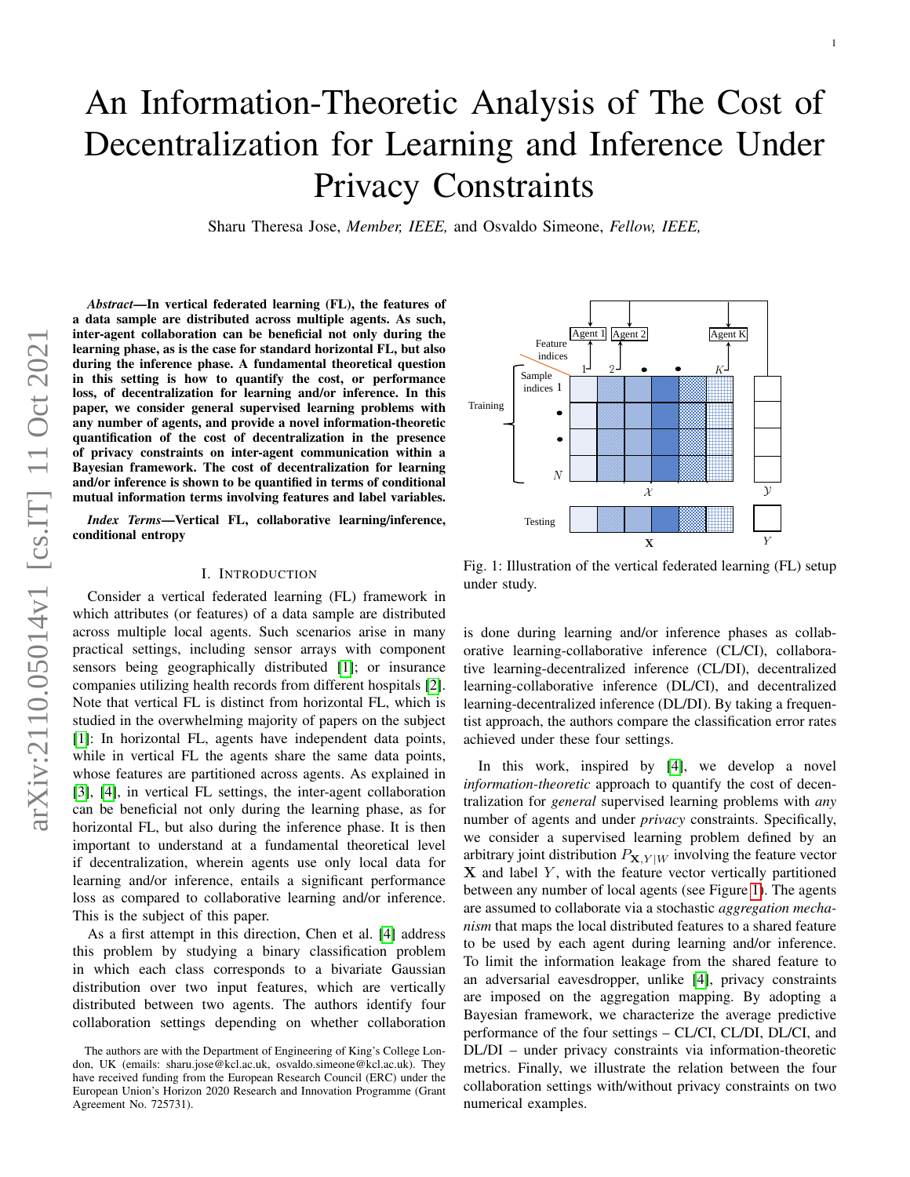# An Information-Theoretic Analysis of The Cost of Decentralization for Learning and Inference Under Privacy Constraints

Sharu Theresa Jose, *Member, IEEE,* and Osvaldo Simeone, *Fellow, IEEE,*

***Abstract*—In vertical federated learning (FL), the features of a data sample are distributed across multiple agents. As such, inter-agent collaboration can be beneficial not only during the learning phase, as is the case for standard horizontal FL, but also during the inference phase. A fundamental theoretical question in this setting is how to quantify the cost, or performance loss, of decentralization for learning and/or inference. In this paper, we consider general supervised learning problems with any number of agents, and provide a novel information-theoretic quantification of the cost of decentralization in the presence of privacy constraints on inter-agent communication within a Bayesian framework. The cost of decentralization for learning and/or inference is shown to be quantified in terms of conditional mutual information terms involving features and label variables.**

***Index Terms*—Vertical FL, collaborative learning/inference, conditional entropy**

## I. Introduction

Consider a vertical federated learning (FL) framework in which attributes (or features) of a data sample are distributed across multiple local agents. Such scenarios arise in many practical settings, including sensor arrays with component sensors being geographically distributed [1]; or insurance companies utilizing health records from different hospitals [2]. Note that vertical FL is distinct from horizontal FL, which is studied in the overwhelming majority of papers on the subject [1]: In horizontal FL, agents have independent data points, while in vertical FL the agents share the same data points, whose features are partitioned across agents. As explained in [3], [4], in vertical FL settings, the inter-agent collaboration can be beneficial not only during the learning phase, as for horizontal FL, but also during the inference phase. It is then important to understand at a fundamental theoretical level if decentralization, wherein agents use only local data for learning and/or inference, entails a significant performance loss as compared to collaborative learning and/or inference. This is the subject of this paper.

As a first attempt in this direction, Chen et al. [4] address this problem by studying a binary classification problem in which each class corresponds to a bivariate Gaussian distribution over two input features, which are vertically distributed between two agents. The authors identify four collaboration settings depending on whether collaboration is done during learning and/or inference phases as collaborative learning-collaborative inference (CL/CI), collaborative learning-decentralized inference (CL/DI), decentralized learning-collaborative inference (DL/CI), and decentralized learning-decentralized inference (DL/DI). By taking a frequentist approach, the authors compare the classification error rates achieved under these four settings.

Fig. 1: Illustration of the vertical federated learning (FL) setup under study.

In this work, inspired by [4], we develop a novel *information-theoretic* approach to quantify the cost of decentralization for *general* supervised learning problems with *any* number of agents and under *privacy* constraints. Specifically, we consider a supervised learning problem defined by an arbitrary joint distribution $P_{\mathbf{X},Y|W}$ involving the feature vector $\mathbf{X}$ and label $Y$, with the feature vector vertically partitioned between any number of local agents (see Figure 1). The agents are assumed to collaborate via a stochastic *aggregation mechanism* that maps the local distributed features to a shared feature to be used by each agent during learning and/or inference. To limit the information leakage from the shared feature to an adversarial eavesdropper, unlike [4], privacy constraints are imposed on the aggregation mapping. By adopting a Bayesian framework, we characterize the average predictive performance of the four settings – CL/CI, CL/DI, DL/CI, and DL/DI – under privacy constraints via information-theoretic metrics. Finally, we illustrate the relation between the four collaboration settings with/without privacy constraints on two numerical examples.

The authors are with the Department of Engineering of King's College London, UK (emails: sharu.jose@kcl.ac.uk, osvaldo.simeone@kcl.ac.uk). They have received funding from the European Research Council (ERC) under the European Union's Horizon 2020 Research and Innovation Programme (Grant Agreement No. 725731).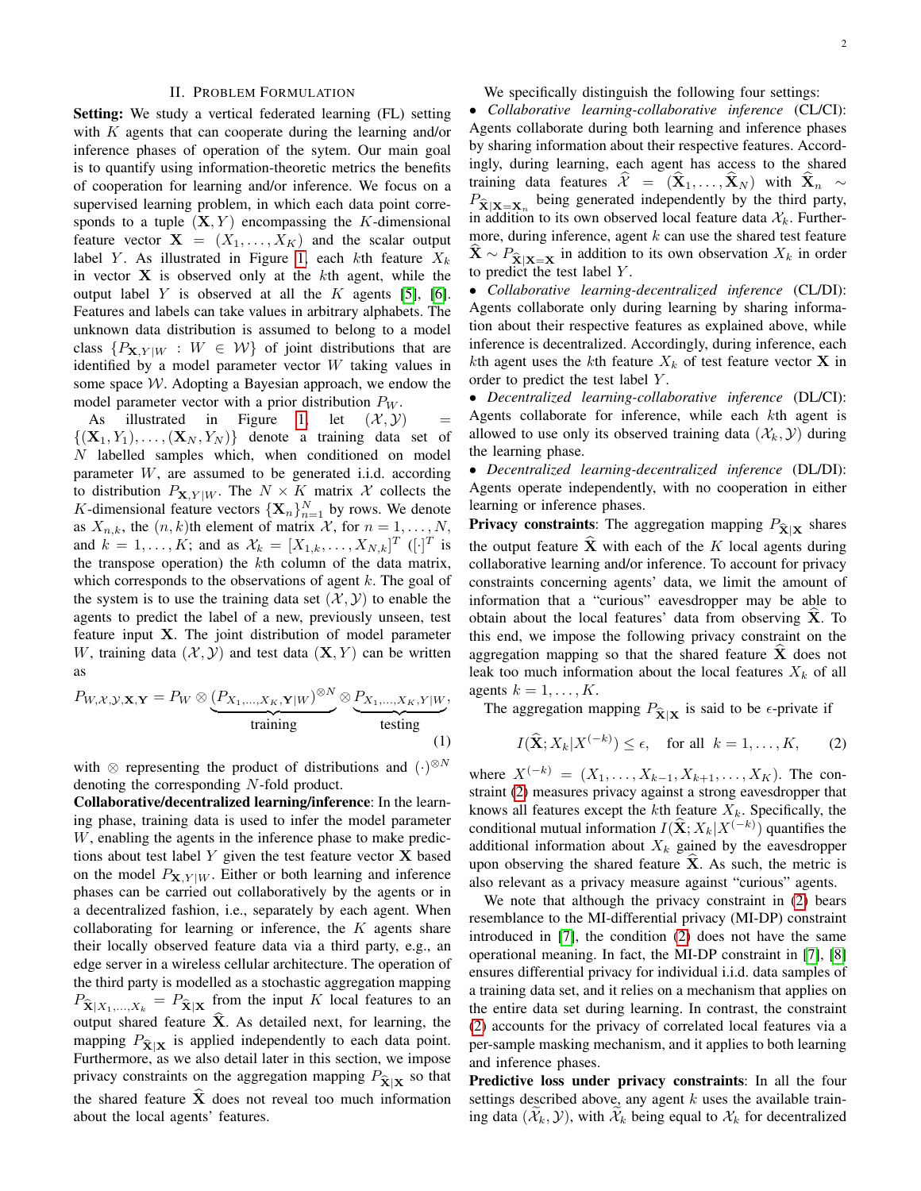## II. Problem Formulation

**Setting:** We study a vertical federated learning (FL) setting with $K$ agents that can cooperate during the learning and/or inference phases of operation of the sytem. Our main goal is to quantify using information-theoretic metrics the benefits of cooperation for learning and/or inference. We focus on a supervised learning problem, in which each data point corresponds to a tuple $(\mathbf{X}, Y)$ encompassing the $K$-dimensional feature vector $\mathbf{X} = (X_1, \ldots, X_K)$ and the scalar output label $Y$. As illustrated in Figure 1, each $k$th feature $X_k$ in vector $\mathbf{X}$ is observed only at the $k$th agent, while the output label $Y$ is observed at all the $K$ agents [5], [6]. Features and labels can take values in arbitrary alphabets. The unknown data distribution is assumed to belong to a model class $\{P_{\mathbf{X},Y|W} : W \in \mathcal{W}\}$ of joint distributions that are identified by a model parameter vector $W$ taking values in some space $\mathcal{W}$. Adopting a Bayesian approach, we endow the model parameter vector with a prior distribution $P_W$.

As illustrated in Figure 1, let $(\mathcal{X}, \mathcal{Y}) = \{(\mathbf{X}_1, Y_1), \ldots, (\mathbf{X}_N, Y_N)\}$ denote a training data set of $N$ labelled samples which, when conditioned on model parameter $W$, are assumed to be generated i.i.d. according to distribution $P_{\mathbf{X},Y|W}$. The $N \times K$ matrix $\mathcal{X}$ collects the $K$-dimensional feature vectors $\{\mathbf{X}_n\}_{n=1}^N$ by rows. We denote as $X_{n,k}$, the $(n,k)$th element of matrix $\mathcal{X}$, for $n = 1, \ldots, N$, and $k = 1, \ldots, K$; and as $\mathcal{X}_k = [X_{1,k}, \ldots, X_{N,k}]^T$ ($[\cdot]^T$ is the transpose operation) the $k$th column of the data matrix, which corresponds to the observations of agent $k$. The goal of the system is to use the training data set $(\mathcal{X}, \mathcal{Y})$ to enable the agents to predict the label of a new, previously unseen, test feature input $\mathbf{X}$. The joint distribution of model parameter $W$, training data $(\mathcal{X}, \mathcal{Y})$ and test data $(\mathbf{X}, Y)$ can be written as

$$P_{W,\mathcal{X},\mathcal{Y},\mathbf{X},\mathbf{Y}} = P_W \otimes \underbrace{(P_{X_1,\ldots,X_K,\mathbf{Y}|W})^{\otimes N}}_{\text{training}} \otimes \underbrace{P_{X_1,\ldots,X_K,Y|W}}_{\text{testing}}, \tag{1}$$

with $\otimes$ representing the product of distributions and $(\cdot)^{\otimes N}$ denoting the corresponding $N$-fold product.

**Collaborative/decentralized learning/inference**: In the learning phase, training data is used to infer the model parameter $W$, enabling the agents in the inference phase to make predictions about test label $Y$ given the test feature vector $\mathbf{X}$ based on the model $P_{\mathbf{X},Y|W}$. Either or both learning and inference phases can be carried out collaboratively by the agents or in a decentralized fashion, i.e., separately by each agent. When collaborating for learning or inference, the $K$ agents share their locally observed feature data via a third party, e.g., an edge server in a wireless cellular architecture. The operation of the third party is modelled as a stochastic aggregation mapping $P_{\widehat{\mathbf{X}}|X_1,\ldots,X_k} = P_{\widehat{\mathbf{X}}|\mathbf{X}}$ from the input $K$ local features to an output shared feature $\widehat{\mathbf{X}}$. As detailed next, for learning, the mapping $P_{\widehat{\mathbf{X}}|\mathbf{X}}$ is applied independently to each data point. Furthermore, as we also detail later in this section, we impose privacy constraints on the aggregation mapping $P_{\widehat{\mathbf{X}}|\mathbf{X}}$ so that the shared feature $\widehat{\mathbf{X}}$ does not reveal too much information about the local agents' features.

We specifically distinguish the following four settings:

- *Collaborative learning-collaborative inference* (CL/CI): Agents collaborate during both learning and inference phases by sharing information about their respective features. Accordingly, during learning, each agent has access to the shared training data features $\widehat{\mathcal{X}} = (\widehat{\mathbf{X}}_1, \ldots, \widehat{\mathbf{X}}_N)$ with $\widehat{\mathbf{X}}_n \sim P_{\widehat{\mathbf{X}}|\mathbf{X}=\mathbf{x}_n}$ being generated independently by the third party, in addition to its own observed local feature data $\mathcal{X}_k$. Furthermore, during inference, agent $k$ can use the shared test feature $\widehat{\mathbf{X}} \sim P_{\widehat{\mathbf{X}}|\mathbf{X}=\mathbf{X}}$ in addition to its own observation $X_k$ in order to predict the test label $Y$.
- *Collaborative learning-decentralized inference* (CL/DI): Agents collaborate only during learning by sharing information about their respective features as explained above, while inference is decentralized. Accordingly, during inference, each $k$th agent uses the $k$th feature $X_k$ of test feature vector $\mathbf{X}$ in order to predict the test label $Y$.
- *Decentralized learning-collaborative inference* (DL/CI): Agents collaborate for inference, while each $k$th agent is allowed to use only its observed training data $(\mathcal{X}_k, \mathcal{Y})$ during the learning phase.
- *Decentralized learning-decentralized inference* (DL/DI): Agents operate independently, with no cooperation in either learning or inference phases.

**Privacy constraints**: The aggregation mapping $P_{\widehat{\mathbf{X}}|\mathbf{X}}$ shares the output feature $\widehat{\mathbf{X}}$ with each of the $K$ local agents during collaborative learning and/or inference. To account for privacy constraints concerning agents' data, we limit the amount of information that a "curious" eavesdropper may be able to obtain about the local features' data from observing $\widehat{\mathbf{X}}$. To this end, we impose the following privacy constraint on the aggregation mapping so that the shared feature $\widehat{\mathbf{X}}$ does not leak too much information about the local features $X_k$ of all agents $k = 1, \ldots, K$.

The aggregation mapping $P_{\widehat{\mathbf{X}}|\mathbf{X}}$ is said to be $\epsilon$-private if

$$I(\widehat{\mathbf{X}}; X_k | X^{(-k)}) \leq \epsilon, \quad \text{for all} \;\; k = 1, \ldots, K, \tag{2}$$

where $X^{(-k)} = (X_1, \ldots, X_{k-1}, X_{k+1}, \ldots, X_K)$. The constraint (2) measures privacy against a strong eavesdropper that knows all features except the $k$th feature $X_k$. Specifically, the conditional mutual information $I(\widehat{\mathbf{X}}; X_k | X^{(-k)})$ quantifies the additional information about $X_k$ gained by the eavesdropper upon observing the shared feature $\widehat{\mathbf{X}}$. As such, the metric is also relevant as a privacy measure against "curious" agents.

We note that although the privacy constraint in (2) bears resemblance to the MI-differential privacy (MI-DP) constraint introduced in [7], the condition (2) does not have the same operational meaning. In fact, the MI-DP constraint in [7], [8] ensures differential privacy for individual i.i.d. data samples of a training data set, and it relies on a mechanism that applies on the entire data set during learning. In contrast, the constraint (2) accounts for the privacy of correlated local features via a per-sample masking mechanism, and it applies to both learning and inference phases.

**Predictive loss under privacy constraints**: In all the four settings described above, any agent $k$ uses the available training data $(\widetilde{\mathcal{X}}_k, \mathcal{Y})$, with $\widetilde{\mathcal{X}}_k$ being equal to $\mathcal{X}_k$ for decentralized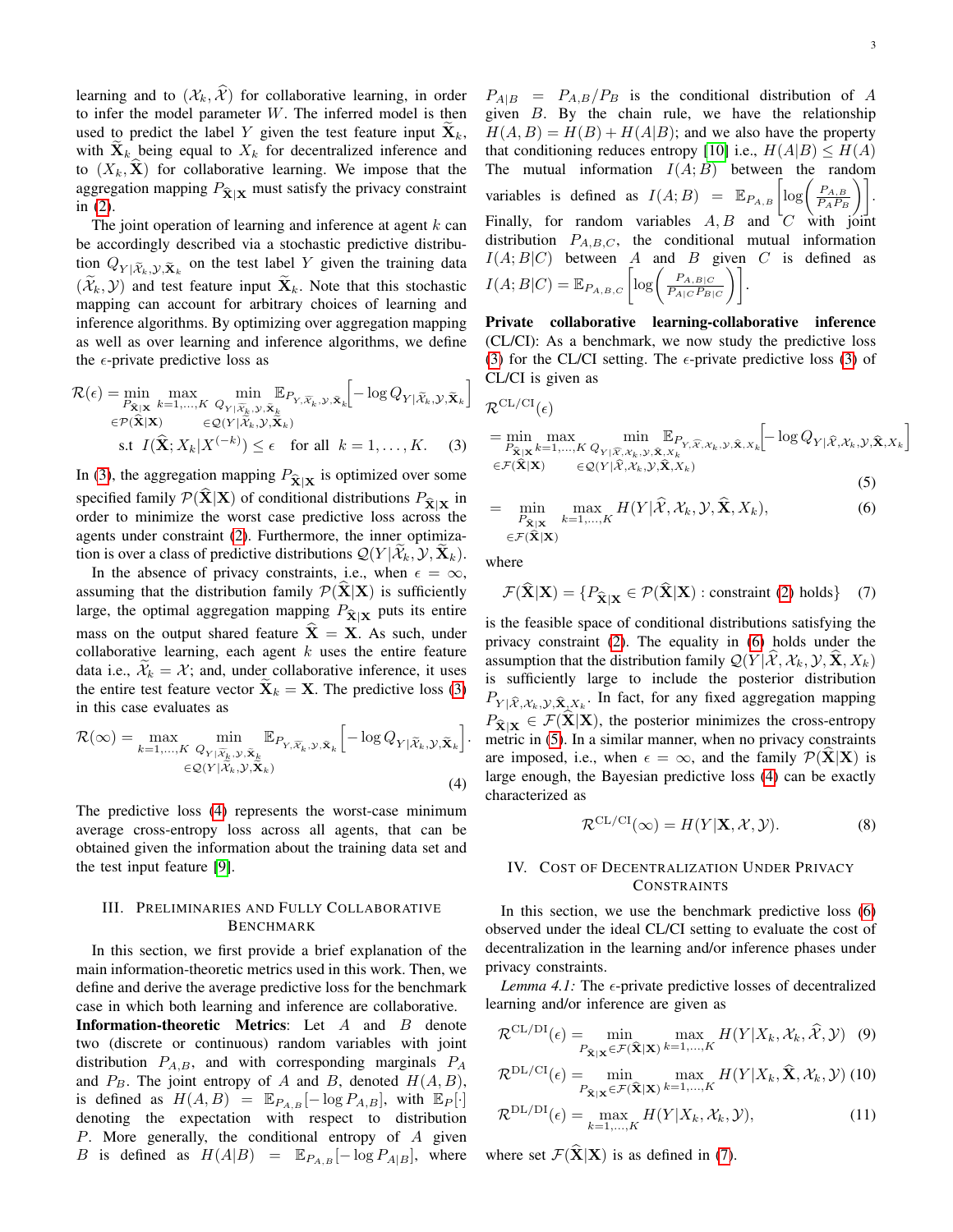learning and to $(\mathcal{X}_k, \widehat{\mathcal{X}})$ for collaborative learning, in order to infer the model parameter $W$. The inferred model is then used to predict the label $Y$ given the test feature input $\widetilde{\mathbf{X}}_k$, with $\widetilde{\mathbf{X}}_k$ being equal to $X_k$ for decentralized inference and to $(X_k, \widehat{\mathbf{X}})$ for collaborative learning. We impose that the aggregation mapping $P_{\widehat{\mathbf{X}}|\mathbf{X}}$ must satisfy the privacy constraint in (2).

The joint operation of learning and inference at agent $k$ can be accordingly described via a stochastic predictive distribution $Q_{Y|\widetilde{\mathcal{X}}_k,\mathcal{Y},\widetilde{\mathbf{X}}_k}$ on the test label $Y$ given the training data $(\widetilde{\mathcal{X}}_k, \mathcal{Y})$ and test feature input $\widetilde{\mathbf{X}}_k$. Note that this stochastic mapping can account for arbitrary choices of learning and inference algorithms. By optimizing over aggregation mapping as well as over learning and inference algorithms, we define the $\epsilon$-private predictive loss as

$$\mathcal{R}(\epsilon) = \min_{\substack{P_{\widehat{\mathbf{X}}|\mathbf{X}} \\ \in \mathcal{P}(\widehat{\mathbf{X}}|\mathbf{X})}} \max_{k=1,\ldots,K} \min_{\substack{Q_{Y|\widetilde{\mathcal{X}}_k,\mathcal{Y},\widetilde{\mathbf{X}}_k} \\ \in \mathcal{Q}(Y|\widetilde{\mathcal{X}}_k,\mathcal{Y},\widetilde{\mathbf{X}}_k)}} \mathbb{E}_{P_{Y,\widetilde{\mathcal{X}}_k,\mathcal{Y},\widetilde{\mathbf{X}}_k}}\Big[-\log Q_{Y|\widetilde{\mathcal{X}}_k,\mathcal{Y},\widetilde{\mathbf{X}}_k}\Big]$$
$$\text{s.t } I(\widehat{\mathbf{X}}; X_k | X^{(-k)}) \leq \epsilon \quad \text{for all } k = 1, \ldots, K. \quad (3)$$

In (3), the aggregation mapping $P_{\widehat{\mathbf{X}}|\mathbf{X}}$ is optimized over some specified family $\mathcal{P}(\widehat{\mathbf{X}}|\mathbf{X})$ of conditional distributions $P_{\widehat{\mathbf{X}}|\mathbf{X}}$ in order to minimize the worst case predictive loss across the agents under constraint (2). Furthermore, the inner optimization is over a class of predictive distributions $\mathcal{Q}(Y|\widetilde{\mathcal{X}}_k, \mathcal{Y}, \widetilde{\mathbf{X}}_k)$.

In the absence of privacy constraints, i.e., when $\epsilon = \infty$, assuming that the distribution family $\mathcal{P}(\widehat{\mathbf{X}}|\mathbf{X})$ is sufficiently large, the optimal aggregation mapping $P_{\widehat{\mathbf{X}}|\mathbf{X}}$ puts its entire mass on the output shared feature $\widehat{\mathbf{X}} = \mathbf{X}$. As such, under collaborative learning, each agent $k$ uses the entire feature data i.e., $\widetilde{\mathcal{X}}_k = \mathcal{X}$; and, under collaborative inference, it uses the entire test feature vector $\widetilde{\mathbf{X}}_k = \mathbf{X}$. The predictive loss (3) in this case evaluates as

$$\mathcal{R}(\infty) = \max_{k=1,\ldots,K} \min_{\substack{Q_{Y|\widetilde{\mathcal{X}}_k,\mathcal{Y},\widetilde{\mathbf{X}}_k} \\ \in \mathcal{Q}(Y|\widetilde{\mathcal{X}}_k,\mathcal{Y},\widetilde{\mathbf{X}}_k)}} \mathbb{E}_{P_{Y,\widetilde{\mathcal{X}}_k,\mathcal{Y},\widetilde{\mathbf{X}}_k}}\Big[-\log Q_{Y|\widetilde{\mathcal{X}}_k,\mathcal{Y},\widetilde{\mathbf{X}}_k}\Big]. \quad (4)$$

The predictive loss (4) represents the worst-case minimum average cross-entropy loss across all agents, that can be obtained given the information about the training data set and the test input feature [9].

## III. Preliminaries and Fully Collaborative Benchmark

In this section, we first provide a brief explanation of the main information-theoretic metrics used in this work. Then, we define and derive the average predictive loss for the benchmark case in which both learning and inference are collaborative.

**Information-theoretic Metrics**: Let $A$ and $B$ denote two (discrete or continuous) random variables with joint distribution $P_{A,B}$, and with corresponding marginals $P_A$ and $P_B$. The joint entropy of $A$ and $B$, denoted $H(A, B)$, is defined as $H(A, B) = \mathbb{E}_{P_{A,B}}[-\log P_{A,B}]$, with $\mathbb{E}_P[\cdot]$ denoting the expectation with respect to distribution $P$. More generally, the conditional entropy of $A$ given $B$ is defined as $H(A|B) = \mathbb{E}_{P_{A,B}}[-\log P_{A|B}]$, where $P_{A|B} = P_{A,B}/P_B$ is the conditional distribution of $A$ given $B$. By the chain rule, we have the relationship $H(A, B) = H(B) + H(A|B)$; and we also have the property that conditioning reduces entropy [10] i.e., $H(A|B) \leq H(A)$ The mutual information $I(A; B)$ between the random variables is defined as $I(A; B) = \mathbb{E}_{P_{A,B}}\left[\log\left(\frac{P_{A,B}}{P_A P_B}\right)\right]$. Finally, for random variables $A, B$ and $C$ with joint distribution $P_{A,B,C}$, the conditional mutual information $I(A; B|C)$ between $A$ and $B$ given $C$ is defined as $I(A; B|C) = \mathbb{E}_{P_{A,B,C}}\left[\log\left(\frac{P_{A,B|C}}{P_{A|C} P_{B|C}}\right)\right]$.

**Private collaborative learning-collaborative inference** (CL/CI): As a benchmark, we now study the predictive loss (3) for the CL/CI setting. The $\epsilon$-private predictive loss (3) of CL/CI is given as

$$\mathcal{R}^{\text{CL/CI}}(\epsilon)$$
$$= \min_{\substack{P_{\widehat{\mathbf{X}}|\mathbf{X}} \\ \in \mathcal{F}(\widehat{\mathbf{X}}|\mathbf{X})}} \max_{k=1,\ldots,K} \min_{\substack{Q_{Y|\widehat{\mathcal{X}},\mathcal{X}_k,\mathcal{Y},\widehat{\mathbf{X}},X_k} \\ \in \mathcal{Q}(Y|\widehat{\mathcal{X}},\mathcal{X}_k,\mathcal{Y},\widehat{\mathbf{X}},X_k)}} \mathbb{E}_{P_{Y,\widehat{\mathcal{X}},\mathcal{X}_k,\mathcal{Y},\widehat{\mathbf{X}},X_k}}\Big[-\log Q_{Y|\widehat{\mathcal{X}},\mathcal{X}_k,\mathcal{Y},\widehat{\mathbf{X}},X_k}\Big] \quad (5)$$
$$= \min_{\substack{P_{\widehat{\mathbf{X}}|\mathbf{X}} \\ \in \mathcal{F}(\widehat{\mathbf{X}}|\mathbf{X})}} \max_{k=1,\ldots,K} H(Y|\widehat{\mathcal{X}}, \mathcal{X}_k, \mathcal{Y}, \widehat{\mathbf{X}}, X_k), \quad (6)$$

where

$$\mathcal{F}(\widehat{\mathbf{X}}|\mathbf{X}) = \{P_{\widehat{\mathbf{X}}|\mathbf{X}} \in \mathcal{P}(\widehat{\mathbf{X}}|\mathbf{X}) : \text{constraint (2) holds}\} \quad (7)$$

is the feasible space of conditional distributions satisfying the privacy constraint (2). The equality in (6) holds under the assumption that the distribution family $\mathcal{Q}(Y|\widehat{\mathcal{X}}, \mathcal{X}_k, \mathcal{Y}, \widehat{\mathbf{X}}, X_k)$ is sufficiently large to include the posterior distribution $P_{Y|\widehat{\mathcal{X}},\mathcal{X}_k,\mathcal{Y},\widehat{\mathbf{X}},X_k}$. In fact, for any fixed aggregation mapping $P_{\widehat{\mathbf{X}}|\mathbf{X}} \in \mathcal{F}(\widehat{\mathbf{X}}|\mathbf{X})$, the posterior minimizes the cross-entropy metric in (5). In a similar manner, when no privacy constraints are imposed, i.e., when $\epsilon = \infty$, and the family $\mathcal{P}(\widehat{\mathbf{X}}|\mathbf{X})$ is large enough, the Bayesian predictive loss (4) can be exactly characterized as

$$\mathcal{R}^{\text{CL/CI}}(\infty) = H(Y|\mathbf{X}, \mathcal{X}, \mathcal{Y}). \quad (8)$$

## IV. Cost of Decentralization Under Privacy Constraints

In this section, we use the benchmark predictive loss (6) observed under the ideal CL/CI setting to evaluate the cost of decentralization in the learning and/or inference phases under privacy constraints.

*Lemma 4.1:* The $\epsilon$-private predictive losses of decentralized learning and/or inference are given as

$$\mathcal{R}^{\text{CL/DI}}(\epsilon) = \min_{P_{\widehat{\mathbf{X}}|\mathbf{X}} \in \mathcal{F}(\widehat{\mathbf{X}}|\mathbf{X})} \max_{k=1,\ldots,K} H(Y|X_k, \mathcal{X}_k, \widehat{\mathcal{X}}, \mathcal{Y}) \quad (9)$$

$$\mathcal{R}^{\text{DL/CI}}(\epsilon) = \min_{P_{\widehat{\mathbf{X}}|\mathbf{X}} \in \mathcal{F}(\widehat{\mathbf{X}}|\mathbf{X})} \max_{k=1,\ldots,K} H(Y|X_k, \widehat{\mathbf{X}}, \mathcal{X}_k, \mathcal{Y}) \quad (10)$$

$$\mathcal{R}^{\text{DL/DI}}(\epsilon) = \max_{k=1,\ldots,K} H(Y|X_k, \mathcal{X}_k, \mathcal{Y}), \quad (11)$$

where set $\mathcal{F}(\widehat{\mathbf{X}}|\mathbf{X})$ is as defined in (7).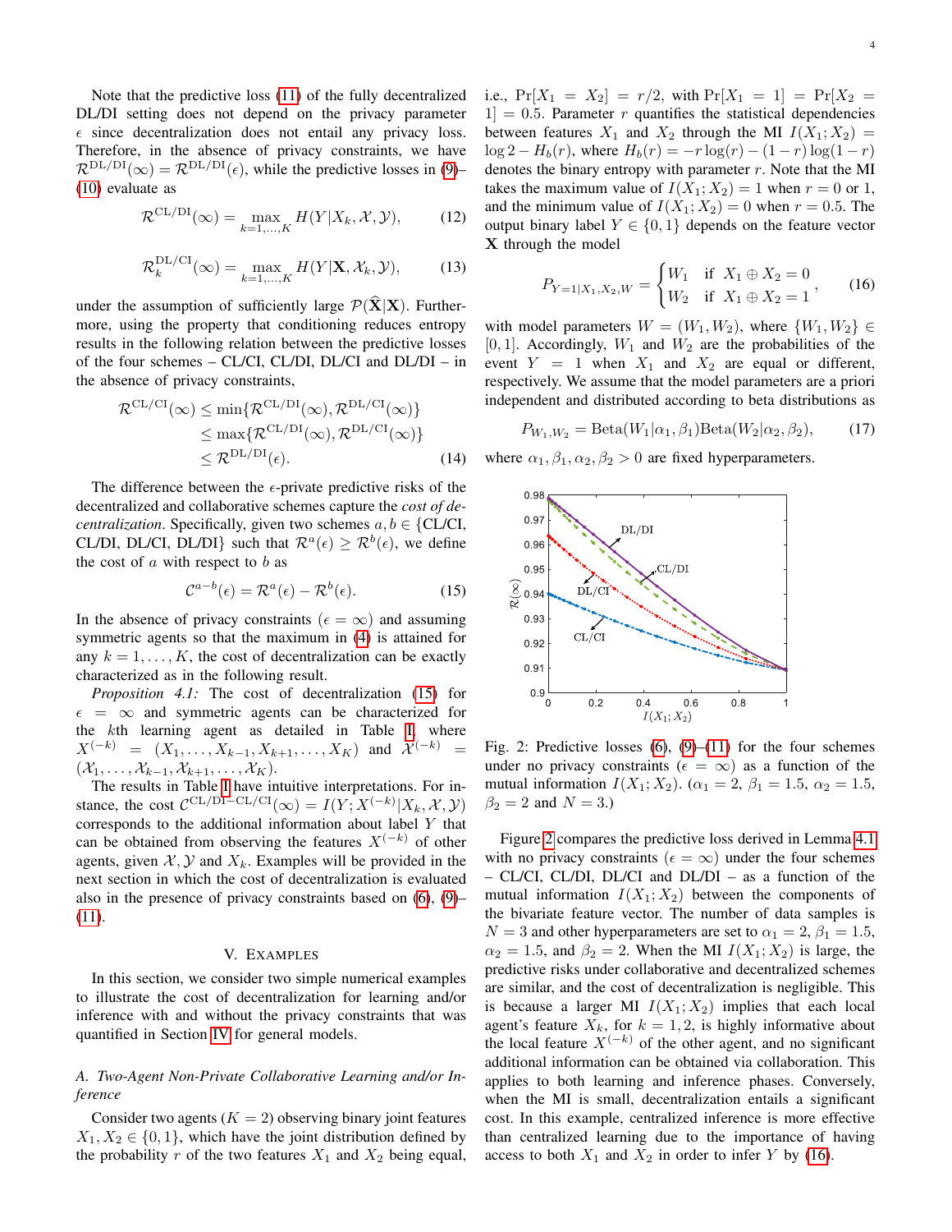Note that the predictive loss (11) of the fully decentralized DL/DI setting does not depend on the privacy parameter $\epsilon$ since decentralization does not entail any privacy loss. Therefore, in the absence of privacy constraints, we have $\mathcal{R}^{\mathrm{DL/DI}}(\infty) = \mathcal{R}^{\mathrm{DL/DI}}(\epsilon)$, while the predictive losses in (9)–(10) evaluate as

$$\mathcal{R}^{\mathrm{CL/DI}}(\infty) = \max_{k=1,\ldots,K} H(Y|X_k, \mathcal{X}, \mathcal{Y}), \tag{12}$$

$$\mathcal{R}_k^{\mathrm{DL/CI}}(\infty) = \max_{k=1,\ldots,K} H(Y|\mathbf{X}, \mathcal{X}_k, \mathcal{Y}), \tag{13}$$

under the assumption of sufficiently large $\mathcal{P}(\widehat{\mathbf{X}}|\mathbf{X})$. Furthermore, using the property that conditioning reduces entropy results in the following relation between the predictive losses of the four schemes – CL/CI, CL/DI, DL/CI and DL/DI – in the absence of privacy constraints,

$$\begin{aligned}\mathcal{R}^{\mathrm{CL/CI}}(\infty) &\leq \min\{\mathcal{R}^{\mathrm{CL/DI}}(\infty), \mathcal{R}^{\mathrm{DL/CI}}(\infty)\} \\ &\leq \max\{\mathcal{R}^{\mathrm{CL/DI}}(\infty), \mathcal{R}^{\mathrm{DL/CI}}(\infty)\} \\ &\leq \mathcal{R}^{\mathrm{DL/DI}}(\epsilon).\end{aligned} \tag{14}$$

The difference between the $\epsilon$-private predictive risks of the decentralized and collaborative schemes capture the *cost of decentralization*. Specifically, given two schemes $a, b \in$ {CL/CI, CL/DI, DL/CI, DL/DI} such that $\mathcal{R}^a(\epsilon) \geq \mathcal{R}^b(\epsilon)$, we define the cost of $a$ with respect to $b$ as

$$\mathcal{C}^{a-b}(\epsilon) = \mathcal{R}^a(\epsilon) - \mathcal{R}^b(\epsilon). \tag{15}$$

In the absence of privacy constraints ($\epsilon = \infty$) and assuming symmetric agents so that the maximum in (4) is attained for any $k = 1, \ldots, K$, the cost of decentralization can be exactly characterized as in the following result.

*Proposition 4.1:* The cost of decentralization (15) for $\epsilon = \infty$ and symmetric agents can be characterized for the $k$th learning agent as detailed in Table I, where $X^{(-k)} = (X_1, \ldots, X_{k-1}, X_{k+1}, \ldots, X_K)$ and $\mathcal{X}^{(-k)} = (\mathcal{X}_1, \ldots, \mathcal{X}_{k-1}, \mathcal{X}_{k+1}, \ldots, \mathcal{X}_K)$.

The results in Table I have intuitive interpretations. For instance, the cost $\mathcal{C}^{\mathrm{CL/DI-CL/CI}}(\infty) = I(Y; X^{(-k)}|X_k, \mathcal{X}, \mathcal{Y})$ corresponds to the additional information about label $Y$ that can be obtained from observing the features $X^{(-k)}$ of other agents, given $\mathcal{X}, \mathcal{Y}$ and $X_k$. Examples will be provided in the next section in which the cost of decentralization is evaluated also in the presence of privacy constraints based on (6), (9)–(11).

## V. Examples

In this section, we consider two simple numerical examples to illustrate the cost of decentralization for learning and/or inference with and without the privacy constraints that was quantified in Section IV for general models.

### A. Two-Agent Non-Private Collaborative Learning and/or Inference

Consider two agents ($K = 2$) observing binary joint features $X_1, X_2 \in \{0, 1\}$, which have the joint distribution defined by the probability $r$ of the two features $X_1$ and $X_2$ being equal, i.e., $\Pr[X_1 = X_2] = r/2$, with $\Pr[X_1 = 1] = \Pr[X_2 = 1] = 0.5$. Parameter $r$ quantifies the statistical dependencies between features $X_1$ and $X_2$ through the MI $I(X_1; X_2) = \log 2 - H_b(r)$, where $H_b(r) = -r\log(r) - (1-r)\log(1-r)$ denotes the binary entropy with parameter $r$. Note that the MI takes the maximum value of $I(X_1; X_2) = 1$ when $r = 0$ or 1, and the minimum value of $I(X_1; X_2) = 0$ when $r = 0.5$. The output binary label $Y \in \{0, 1\}$ depends on the feature vector $\mathbf{X}$ through the model

$$P_{Y=1|X_1,X_2,W} = \begin{cases} W_1 & \text{if } X_1 \oplus X_2 = 0 \\ W_2 & \text{if } X_1 \oplus X_2 = 1 \end{cases}, \tag{16}$$

with model parameters $W = (W_1, W_2)$, where $\{W_1, W_2\} \in [0, 1]$. Accordingly, $W_1$ and $W_2$ are the probabilities of the event $Y = 1$ when $X_1$ and $X_2$ are equal or different, respectively. We assume that the model parameters are a priori independent and distributed according to beta distributions as

$$P_{W_1,W_2} = \mathrm{Beta}(W_1|\alpha_1, \beta_1)\mathrm{Beta}(W_2|\alpha_2, \beta_2), \tag{17}$$

where $\alpha_1, \beta_1, \alpha_2, \beta_2 > 0$ are fixed hyperparameters.

Fig. 2: Predictive losses (6), (9)–(11) for the four schemes under no privacy constraints ($\epsilon = \infty$) as a function of the mutual information $I(X_1; X_2)$. ($\alpha_1 = 2$, $\beta_1 = 1.5$, $\alpha_2 = 1.5$, $\beta_2 = 2$ and $N = 3$.)

Figure 2 compares the predictive loss derived in Lemma 4.1 with no privacy constraints ($\epsilon = \infty$) under the four schemes – CL/CI, CL/DI, DL/CI and DL/DI – as a function of the mutual information $I(X_1; X_2)$ between the components of the bivariate feature vector. The number of data samples is $N = 3$ and other hyperparameters are set to $\alpha_1 = 2$, $\beta_1 = 1.5$, $\alpha_2 = 1.5$, and $\beta_2 = 2$. When the MI $I(X_1; X_2)$ is large, the predictive risks under collaborative and decentralized schemes are similar, and the cost of decentralization is negligible. This is because a larger MI $I(X_1; X_2)$ implies that each local agent's feature $X_k$, for $k = 1, 2$, is highly informative about the local feature $X^{(-k)}$ of the other agent, and no significant additional information can be obtained via collaboration. This applies to both learning and inference phases. Conversely, when the MI is small, decentralization entails a significant cost. In this example, centralized inference is more effective than centralized learning due to the importance of having access to both $X_1$ and $X_2$ in order to infer $Y$ by (16).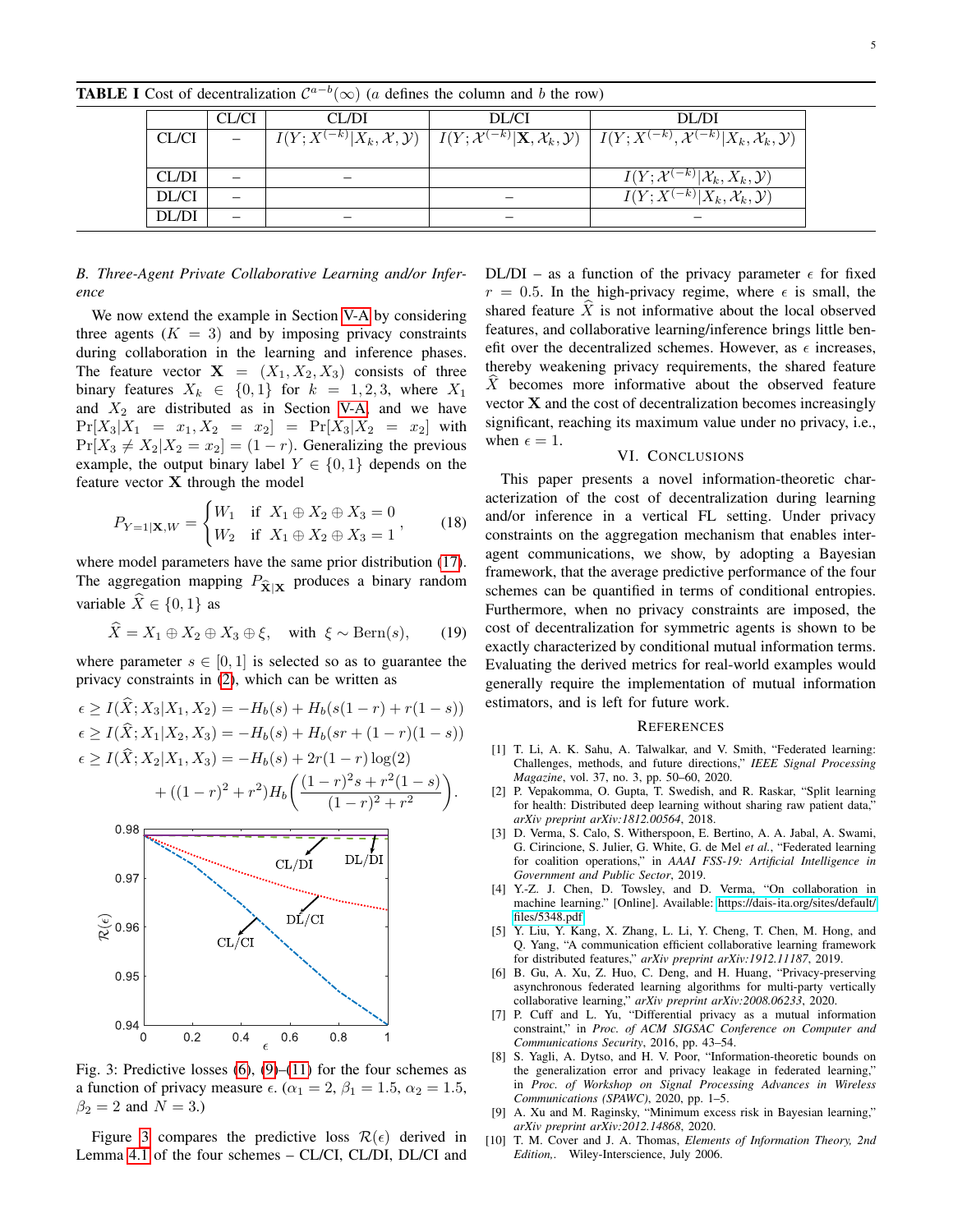**TABLE I** Cost of decentralization $\mathcal{C}^{a-b}(\infty)$ ($a$ defines the column and $b$ the row)

| | CL/CI | CL/DI | DL/CI | DL/DI |
|---|---|---|---|---|
| CL/CI | – | $I(Y;X^{(-k)}\|X_k,\mathcal{X},\mathcal{Y})$ | $I(Y;\mathcal{X}^{(-k)}\|\mathbf{X},\mathcal{X}_k,\mathcal{Y})$ | $I(Y;X^{(-k)},\mathcal{X}^{(-k)}\|X_k,\mathcal{X}_k,\mathcal{Y})$ |
| CL/DI | – | – | | $I(Y;\mathcal{X}^{(-k)}\|\mathcal{X}_k,X_k,\mathcal{Y})$ |
| DL/CI | – | | – | $I(Y;X^{(-k)}\|X_k,\mathcal{X}_k,\mathcal{Y})$ |
| DL/DI | – | – | – | – |

### B. Three-Agent Private Collaborative Learning and/or Inference

We now extend the example in Section V-A by considering three agents ($K=3$) and by imposing privacy constraints during collaboration in the learning and inference phases. The feature vector $\mathbf{X}=(X_1,X_2,X_3)$ consists of three binary features $X_k\in\{0,1\}$ for $k=1,2,3$, where $X_1$ and $X_2$ are distributed as in Section V-A, and we have $\Pr[X_3|X_1=x_1,X_2=x_2]=\Pr[X_3|X_2=x_2]$ with $\Pr[X_3\neq X_2|X_2=x_2]=(1-r)$. Generalizing the previous example, the output binary label $Y\in\{0,1\}$ depends on the feature vector $\mathbf{X}$ through the model

$$P_{Y=1|\mathbf{X},W}=\begin{cases}W_1 & \text{if } X_1\oplus X_2\oplus X_3=0\\ W_2 & \text{if } X_1\oplus X_2\oplus X_3=1\end{cases}, \tag{18}$$

where model parameters have the same prior distribution (17). The aggregation mapping $P_{\widehat{\mathbf{X}}|\mathbf{X}}$ produces a binary random variable $\widehat{X}\in\{0,1\}$ as

$$\widehat{X}=X_1\oplus X_2\oplus X_3\oplus\xi,\quad \text{with } \xi\sim\text{Bern}(s), \tag{19}$$

where parameter $s\in[0,1]$ is selected so as to guarantee the privacy constraints in (2), which can be written as

$$\begin{aligned}
\epsilon &\geq I(\widehat{X};X_3|X_1,X_2)=-H_b(s)+H_b(s(1-r)+r(1-s))\\
\epsilon &\geq I(\widehat{X};X_1|X_2,X_3)=-H_b(s)+H_b(sr+(1-r)(1-s))\\
\epsilon &\geq I(\widehat{X};X_2|X_1,X_3)=-H_b(s)+2r(1-r)\log(2)\\
&\quad+((1-r)^2+r^2)H_b\left(\frac{(1-r)^2s+r^2(1-s)}{(1-r)^2+r^2}\right).
\end{aligned}$$

0.98
0.97
0.96
0.95
0.94
$\mathcal{R}(\epsilon)$
0
0.2
0.4
0.6
0.8
1
$\epsilon$
CL/DI
DL/DI
DL/CI
CL/CI

Fig. 3: Predictive losses (6), (9)–(11) for the four schemes as a function of privacy measure $\epsilon$. ($\alpha_1=2$, $\beta_1=1.5$, $\alpha_2=1.5$, $\beta_2=2$ and $N=3$.)

Figure 3 compares the predictive loss $\mathcal{R}(\epsilon)$ derived in Lemma 4.1 of the four schemes – CL/CI, CL/DI, DL/CI and DL/DI – as a function of the privacy parameter $\epsilon$ for fixed $r=0.5$. In the high-privacy regime, where $\epsilon$ is small, the shared feature $\widehat{X}$ is not informative about the local observed features, and collaborative learning/inference brings little benefit over the decentralized schemes. However, as $\epsilon$ increases, thereby weakening privacy requirements, the shared feature $\widehat{X}$ becomes more informative about the observed feature vector $\mathbf{X}$ and the cost of decentralization becomes increasingly significant, reaching its maximum value under no privacy, i.e., when $\epsilon=1$.

## VI. Conclusions

This paper presents a novel information-theoretic characterization of the cost of decentralization during learning and/or inference in a vertical FL setting. Under privacy constraints on the aggregation mechanism that enables inter-agent communications, we show, by adopting a Bayesian framework, that the average predictive performance of the four schemes can be quantified in terms of conditional entropies. Furthermore, when no privacy constraints are imposed, the cost of decentralization for symmetric agents is shown to be exactly characterized by conditional mutual information terms. Evaluating the derived metrics for real-world examples would generally require the implementation of mutual information estimators, and is left for future work.

## References

[1] T. Li, A. K. Sahu, A. Talwalkar, and V. Smith, "Federated learning: Challenges, methods, and future directions," *IEEE Signal Processing Magazine*, vol. 37, no. 3, pp. 50–60, 2020.

[2] P. Vepakomma, O. Gupta, T. Swedish, and R. Raskar, "Split learning for health: Distributed deep learning without sharing raw patient data," *arXiv preprint arXiv:1812.00564*, 2018.

[3] D. Verma, S. Calo, S. Witherspoon, E. Bertino, A. A. Jabal, A. Swami, G. Cirincione, S. Julier, G. White, G. de Mel *et al.*, "Federated learning for coalition operations," in *AAAI FSS-19: Artificial Intelligence in Government and Public Sector*, 2019.

[4] Y.-Z. J. Chen, D. Towsley, and D. Verma, "On collaboration in machine learning." [Online]. Available: https://dais-ita.org/sites/default/files/5348.pdf

[5] Y. Liu, Y. Kang, X. Zhang, L. Li, Y. Cheng, T. Chen, M. Hong, and Q. Yang, "A communication efficient collaborative learning framework for distributed features," *arXiv preprint arXiv:1912.11187*, 2019.

[6] B. Gu, A. Xu, Z. Huo, C. Deng, and H. Huang, "Privacy-preserving asynchronous federated learning algorithms for multi-party vertically collaborative learning," *arXiv preprint arXiv:2008.06233*, 2020.

[7] P. Cuff and L. Yu, "Differential privacy as a mutual information constraint," in *Proc. of ACM SIGSAC Conference on Computer and Communications Security*, 2016, pp. 43–54.

[8] S. Yagli, A. Dytso, and H. V. Poor, "Information-theoretic bounds on the generalization error and privacy leakage in federated learning," in *Proc. of Workshop on Signal Processing Advances in Wireless Communications (SPAWC)*, 2020, pp. 1–5.

[9] A. Xu and M. Raginsky, "Minimum excess risk in Bayesian learning," *arXiv preprint arXiv:2012.14868*, 2020.

[10] T. M. Cover and J. A. Thomas, *Elements of Information Theory, 2nd Edition,*. Wiley-Interscience, July 2006.